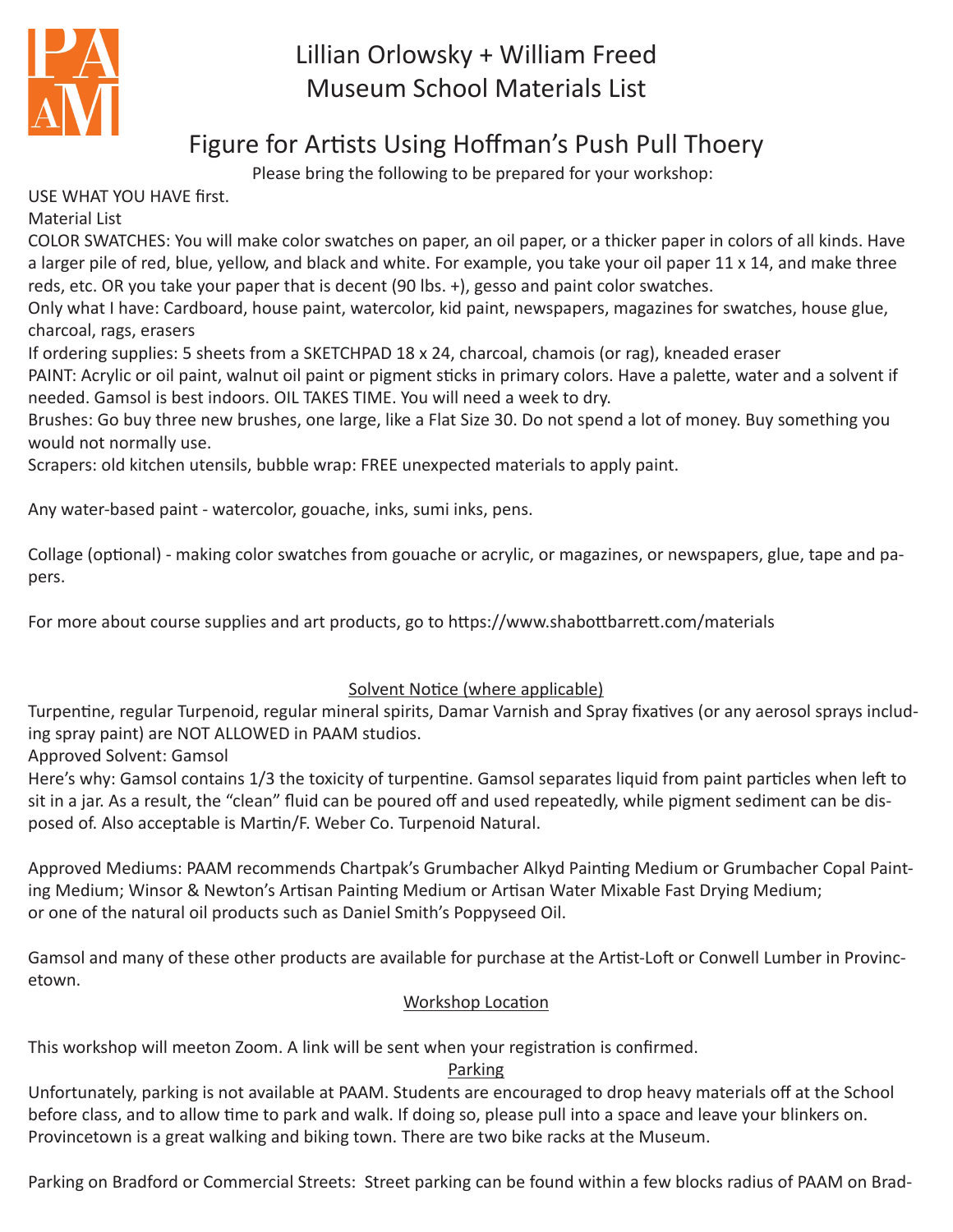# Lillian Orlowsky + William Freed Museum School Materials List

## Figure for Artists Using Hoffman's Push Pull Thoery

Please bring the following to be prepared for your workshop:

USE WHAT YOU HAVE first.

Material List

COLOR SWATCHES: You will make color swatches on paper, an oil paper, or a thicker paper in colors of all kinds. Have a larger pile of red, blue, yellow, and black and white. For example, you take your oil paper 11 x 14, and make three reds, etc. OR you take your paper that is decent (90 lbs. +), gesso and paint color swatches.

Only what I have: Cardboard, house paint, watercolor, kid paint, newspapers, magazines for swatches, house glue, charcoal, rags, erasers

If ordering supplies: 5 sheets from a SKETCHPAD 18 x 24, charcoal, chamois (or rag), kneaded eraser

PAINT: Acrylic or oil paint, walnut oil paint or pigment sticks in primary colors. Have a palette, water and a solvent if needed. Gamsol is best indoors. OIL TAKES TIME. You will need a week to dry.

Brushes: Go buy three new brushes, one large, like a Flat Size 30. Do not spend a lot of money. Buy something you would not normally use.

Scrapers: old kitchen utensils, bubble wrap: FREE unexpected materials to apply paint.

Any water-based paint - watercolor, gouache, inks, sumi inks, pens.

Collage (optional) - making color swatches from gouache or acrylic, or magazines, or newspapers, glue, tape and papers.

For more about course supplies and art products, go to https://www.shabottbarrett.com/materials

### Solvent Notice (where applicable)

Turpentine, regular Turpenoid, regular mineral spirits, Damar Varnish and Spray fixatives (or any aerosol sprays including spray paint) are NOT ALLOWED in PAAM studios.

Approved Solvent: Gamsol

Here's why: Gamsol contains 1/3 the toxicity of turpentine. Gamsol separates liquid from paint particles when left to sit in a jar. As a result, the "clean" fluid can be poured off and used repeatedly, while pigment sediment can be disposed of. Also acceptable is Martin/F. Weber Co. Turpenoid Natural.

Approved Mediums: PAAM recommends Chartpak's Grumbacher Alkyd Painting Medium or Grumbacher Copal Painting Medium; Winsor & Newton's Artisan Painting Medium or Artisan Water Mixable Fast Drying Medium; or one of the natural oil products such as Daniel Smith's Poppyseed Oil.

Gamsol and many of these other products are available for purchase at the Artist-Loft or Conwell Lumber in Provincetown.

### Workshop Location

This workshop will meeton Zoom. A link will be sent when your registration is confirmed.

### Parking

Unfortunately, parking is not available at PAAM. Students are encouraged to drop heavy materials off at the School before class, and to allow time to park and walk. If doing so, please pull into a space and leave your blinkers on. Provincetown is a great walking and biking town. There are two bike racks at the Museum.

Parking on Bradford or Commercial Streets: Street parking can be found within a few blocks radius of PAAM on Brad-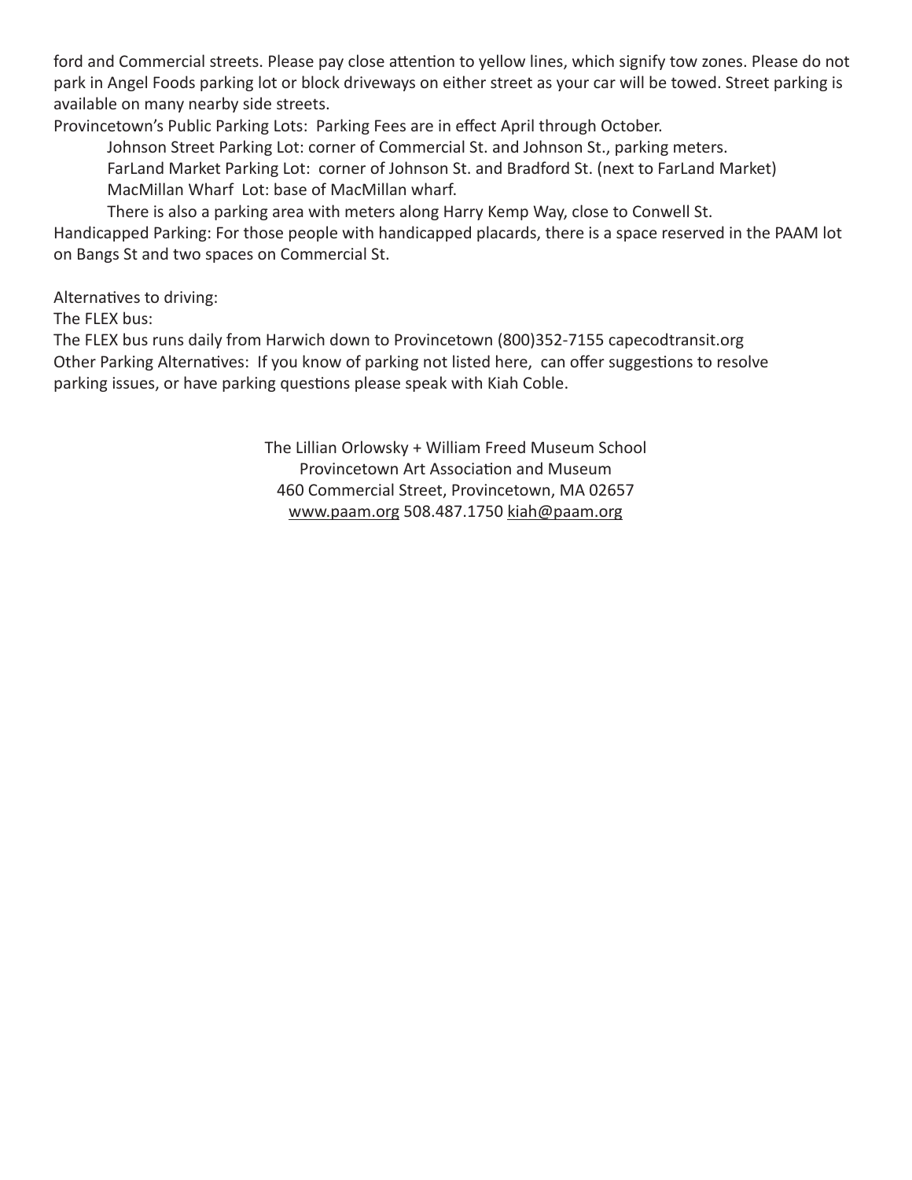ford and Commercial streets. Please pay close attention to yellow lines, which signify tow zones. Please do not park in Angel Foods parking lot or block driveways on either street as your car will be towed. Street parking is available on many nearby side streets.

Provincetown's Public Parking Lots: Parking Fees are in effect April through October.

Johnson Street Parking Lot: corner of Commercial St. and Johnson St., parking meters.

FarLand Market Parking Lot: corner of Johnson St. and Bradford St. (next to FarLand Market)

MacMillan Wharf Lot: base of MacMillan wharf.

There is also a parking area with meters along Harry Kemp Way, close to Conwell St.

Handicapped Parking: For those people with handicapped placards, there is a space reserved in the PAAM lot on Bangs St and two spaces on Commercial St.

Alternatives to driving:

The FLEX bus:

The FLEX bus runs daily from Harwich down to Provincetown (800)352-7155 capecodtransit.org

Other Parking Alternatives: If you know of parking not listed here, can offer suggestions to resolve parking issues, or have parking questions please speak with Kiah Coble.

The Lillian Orlowsky + William Freed Museum School
Provincetown Art Association and Museum
460 Commercial Street, Provincetown, MA 02657
www.paam.org 508.487.1750 kiah@paam.org